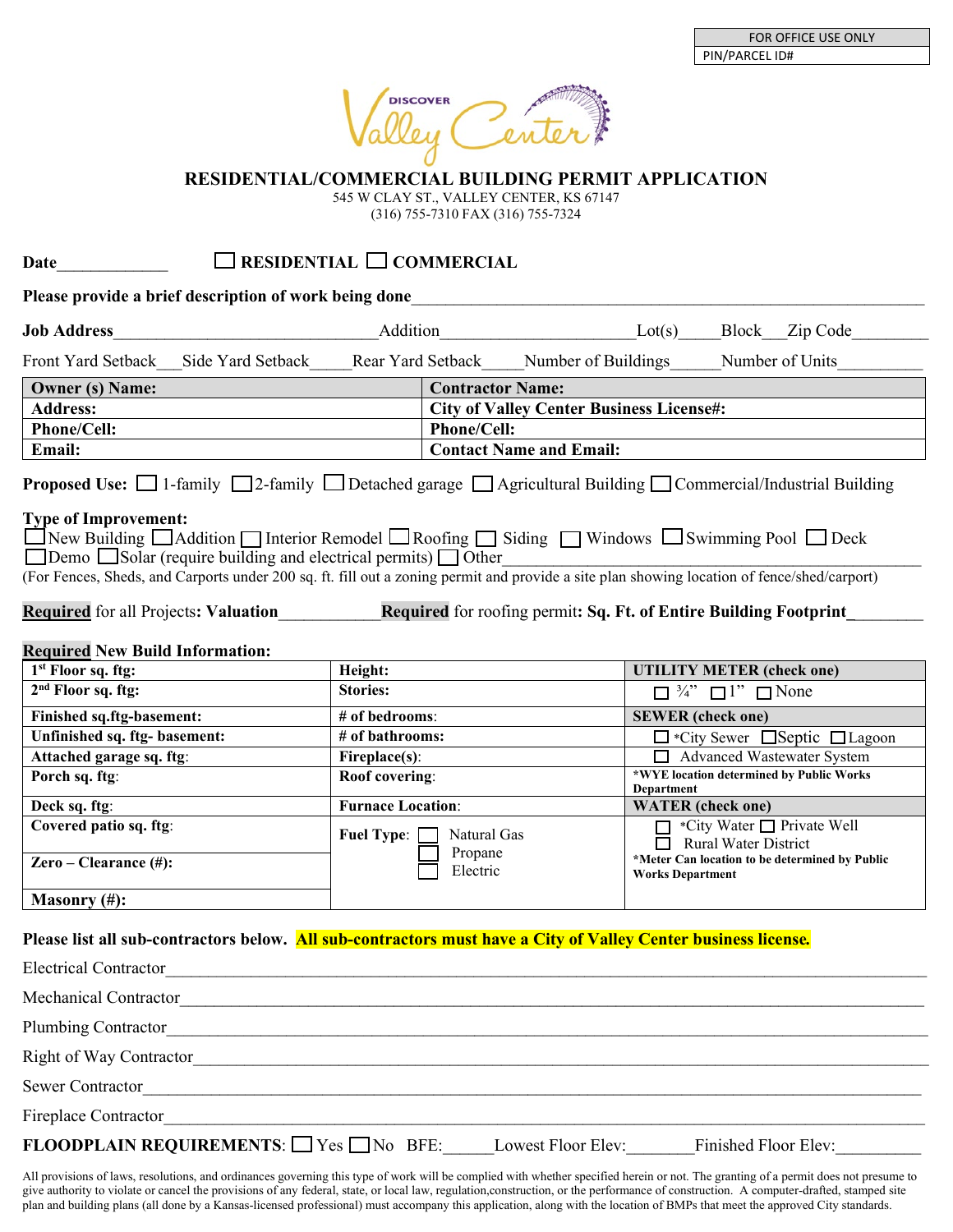| FOR OFFICE USE ONLY |
|---|
| PIN/PARCEL ID# |

# RESIDENTIAL/COMMERCIAL BUILDING PERMIT APPLICATION

545 W CLAY ST., VALLEY CENTER, KS 67147
(316) 755-7310 FAX (316) 755-7324

**Date**_____________ ☐ **RESIDENTIAL** ☐ **COMMERCIAL**

**Please provide a brief description of work being done**_______________________________________________

**Job Address**______________________________Addition_____________________Lot(s)_____Block___Zip Code_________

Front Yard Setback___Side Yard Setback_____Rear Yard Setback_____Number of Buildings______Number of Units__________

| **Owner (s) Name:** | **Contractor Name:** |
|---|---|
| **Address:** | **City of Valley Center Business License#:** |
| **Phone/Cell:** | **Phone/Cell:** |
| **Email:** | **Contact Name and Email:** |

**Proposed Use:** ☐ 1-family ☐ 2-family ☐ Detached garage ☐ Agricultural Building ☐ Commercial/Industrial Building

**Type of Improvement:**
☐ New Building ☐ Addition ☐ Interior Remodel ☐ Roofing ☐ Siding ☐ Windows ☐ Swimming Pool ☐ Deck
☐ Demo ☐ Solar (require building and electrical permits) ☐ Other_____________________________________________
(For Fences, Sheds, and Carports under 200 sq. ft. fill out a zoning permit and provide a site plan showing location of fence/shed/carport)

**Required** for all Projects**: Valuation**___________ **Required** for roofing permit**: Sq. Ft. of Entire Building Footprint**_________

**Required New Build Information:**

| | | |
|---|---|---|
| **1st Floor sq. ftg:** | **Height:** | **UTILITY METER (check one)** |
| **2nd Floor sq. ftg:** | **Stories:** | ☐ ¾" ☐ 1" ☐ None |
| **Finished sq.ftg-basement:** | **# of bedrooms:** | **SEWER (check one)** |
| **Unfinished sq. ftg- basement:** | **# of bathrooms:** | ☐ *City Sewer ☐ Septic ☐ Lagoon |
| **Attached garage sq. ftg:** | **Fireplace(s):** | ☐ Advanced Wastewater System |
| **Porch sq. ftg:** | **Roof covering:** | ***WYE location determined by Public Works Department** |
| **Deck sq. ftg:** | **Furnace Location:** | **WATER (check one)** |
| **Covered patio sq. ftg:** | **Fuel Type:** ☐ Natural Gas ☐ Propane ☐ Electric | ☐ *City Water ☐ Private Well ☐ Rural Water District |
| **Zero – Clearance (#):** | | ***Meter Can location to be determined by Public Works Department** |
| **Masonry (#):** | | |

**Please list all sub-contractors below. All sub-contractors must have a City of Valley Center business license.**

Electrical Contractor_____________________________________________________________________________

Mechanical Contractor____________________________________________________________________________

Plumbing Contractor______________________________________________________________________________

Right of Way Contractor___________________________________________________________________________

Sewer Contractor_________________________________________________________________________________

Fireplace Contractor______________________________________________________________________________

**FLOODPLAIN REQUIREMENTS**: ☐ Yes ☐ No BFE:______Lowest Floor Elev:________Finished Floor Elev:__________

All provisions of laws, resolutions, and ordinances governing this type of work will be complied with whether specified herein or not. The granting of a permit does not presume to give authority to violate or cancel the provisions of any federal, state, or local law, regulation,construction, or the performance of construction. A computer-drafted, stamped site plan and building plans (all done by a Kansas-licensed professional) must accompany this application, along with the location of BMPs that meet the approved City standards.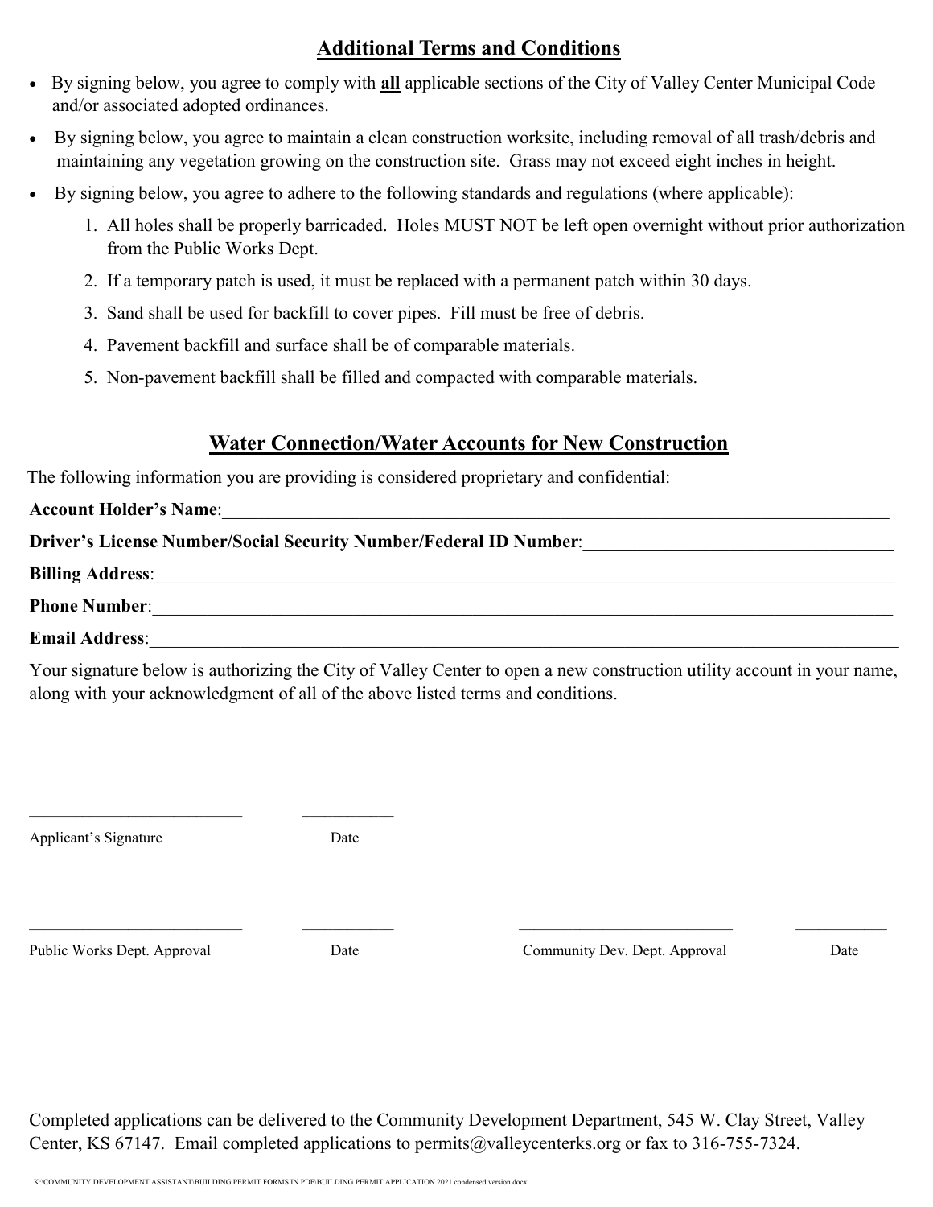## Additional Terms and Conditions

- By signing below, you agree to comply with **all** applicable sections of the City of Valley Center Municipal Code and/or associated adopted ordinances.
- By signing below, you agree to maintain a clean construction worksite, including removal of all trash/debris and maintaining any vegetation growing on the construction site. Grass may not exceed eight inches in height.
- By signing below, you agree to adhere to the following standards and regulations (where applicable):
  1. All holes shall be properly barricaded. Holes MUST NOT be left open overnight without prior authorization from the Public Works Dept.
  2. If a temporary patch is used, it must be replaced with a permanent patch within 30 days.
  3. Sand shall be used for backfill to cover pipes. Fill must be free of debris.
  4. Pavement backfill and surface shall be of comparable materials.
  5. Non-pavement backfill shall be filled and compacted with comparable materials.

## Water Connection/Water Accounts for New Construction

The following information you are providing is considered proprietary and confidential:

**Account Holder's Name**:______________________________

**Driver's License Number/Social Security Number/Federal ID Number**:______________________________

**Billing Address**:______________________________

**Phone Number**:______________________________

**Email Address**:______________________________

Your signature below is authorizing the City of Valley Center to open a new construction utility account in your name, along with your acknowledgment of all of the above listed terms and conditions.

______________________________ ____________

Applicant's Signature Date

______________________________ ____________ ______________________________ ____________

Public Works Dept. Approval Date Community Dev. Dept. Approval Date

Completed applications can be delivered to the Community Development Department, 545 W. Clay Street, Valley Center, KS 67147. Email completed applications to permits@valleycenterks.org or fax to 316-755-7324.

K:\COMMUNITY DEVELOPMENT ASSISTANT\BUILDING PERMIT FORMS IN PDF\BUILDING PERMIT APPLICATION 2021 condensed version.docx